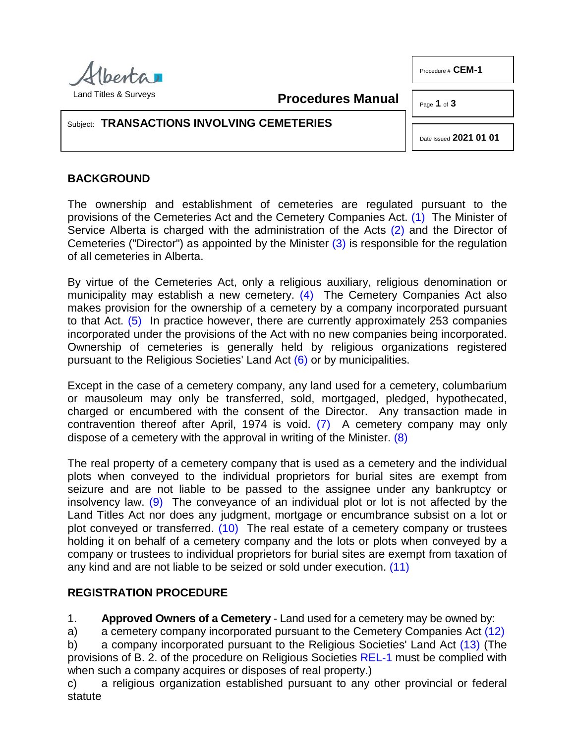Land Titles & Surveys

**Procedures Manual**

Procedure # **CEM-1**

Subject: **TRANSACTIONS INVOLVING CEMETERIES**

Date Issued **2021 01 01**

## BACKGROUND

The ownership and establishment of cemeteries are regulated pursuant to the provisions of the Cemeteries Act and the Cemetery Companies Act. (1) The Minister of Service Alberta is charged with the administration of the Acts (2) and the Director of Cemeteries ("Director") as appointed by the Minister (3) is responsible for the regulation of all cemeteries in Alberta.

By virtue of the Cemeteries Act, only a religious auxiliary, religious denomination or municipality may establish a new cemetery. (4) The Cemetery Companies Act also makes provision for the ownership of a cemetery by a company incorporated pursuant to that Act. (5) In practice however, there are currently approximately 253 companies incorporated under the provisions of the Act with no new companies being incorporated. Ownership of cemeteries is generally held by religious organizations registered pursuant to the Religious Societies' Land Act (6) or by municipalities.

Except in the case of a cemetery company, any land used for a cemetery, columbarium or mausoleum may only be transferred, sold, mortgaged, pledged, hypothecated, charged or encumbered with the consent of the Director. Any transaction made in contravention thereof after April, 1974 is void. (7) A cemetery company may only dispose of a cemetery with the approval in writing of the Minister. (8)

The real property of a cemetery company that is used as a cemetery and the individual plots when conveyed to the individual proprietors for burial sites are exempt from seizure and are not liable to be passed to the assignee under any bankruptcy or insolvency law. (9) The conveyance of an individual plot or lot is not affected by the Land Titles Act nor does any judgment, mortgage or encumbrance subsist on a lot or plot conveyed or transferred. (10) The real estate of a cemetery company or trustees holding it on behalf of a cemetery company and the lots or plots when conveyed by a company or trustees to individual proprietors for burial sites are exempt from taxation of any kind and are not liable to be seized or sold under execution. (11)

## REGISTRATION PROCEDURE

1. **Approved Owners of a Cemetery** - Land used for a cemetery may be owned by:

a) a cemetery company incorporated pursuant to the Cemetery Companies Act (12)

b) a company incorporated pursuant to the Religious Societies' Land Act (13) (The provisions of B. 2. of the procedure on Religious Societies REL-1 must be complied with when such a company acquires or disposes of real property.)

c) a religious organization established pursuant to any other provincial or federal statute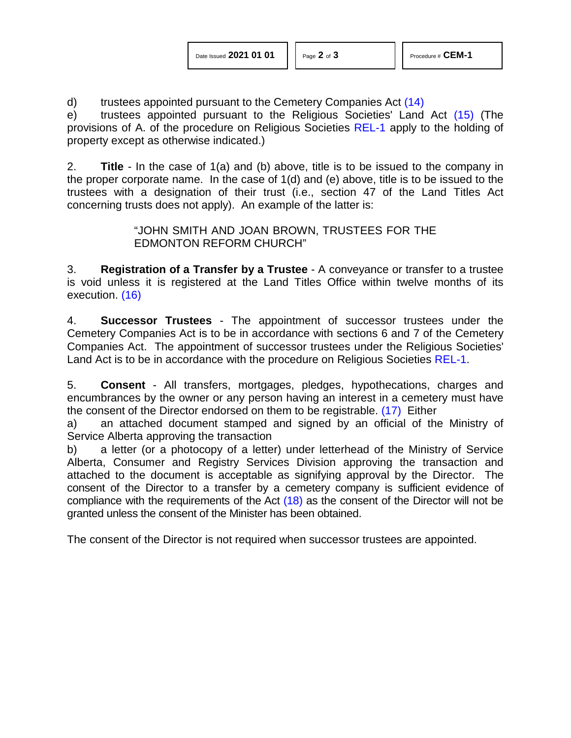d) trustees appointed pursuant to the Cemetery Companies Act (14)

e) trustees appointed pursuant to the Religious Societies' Land Act (15) (The provisions of A. of the procedure on Religious Societies REL-1 apply to the holding of property except as otherwise indicated.)

2. **Title** - In the case of 1(a) and (b) above, title is to be issued to the company in the proper corporate name. In the case of 1(d) and (e) above, title is to be issued to the trustees with a designation of their trust (i.e., section 47 of the Land Titles Act concerning trusts does not apply). An example of the latter is:

> "JOHN SMITH AND JOAN BROWN, TRUSTEES FOR THE EDMONTON REFORM CHURCH"

3. **Registration of a Transfer by a Trustee** - A conveyance or transfer to a trustee is void unless it is registered at the Land Titles Office within twelve months of its execution. (16)

4. **Successor Trustees** - The appointment of successor trustees under the Cemetery Companies Act is to be in accordance with sections 6 and 7 of the Cemetery Companies Act. The appointment of successor trustees under the Religious Societies' Land Act is to be in accordance with the procedure on Religious Societies REL-1.

5. **Consent** - All transfers, mortgages, pledges, hypothecations, charges and encumbrances by the owner or any person having an interest in a cemetery must have the consent of the Director endorsed on them to be registrable. (17) Either

a) an attached document stamped and signed by an official of the Ministry of Service Alberta approving the transaction

b) a letter (or a photocopy of a letter) under letterhead of the Ministry of Service Alberta, Consumer and Registry Services Division approving the transaction and attached to the document is acceptable as signifying approval by the Director. The consent of the Director to a transfer by a cemetery company is sufficient evidence of compliance with the requirements of the Act (18) as the consent of the Director will not be granted unless the consent of the Minister has been obtained.

The consent of the Director is not required when successor trustees are appointed.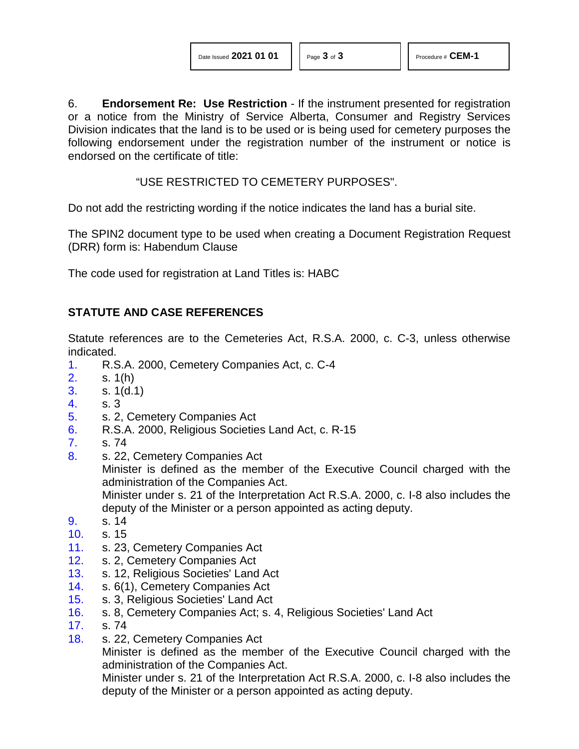6. **Endorsement Re: Use Restriction** - If the instrument presented for registration or a notice from the Ministry of Service Alberta, Consumer and Registry Services Division indicates that the land is to be used or is being used for cemetery purposes the following endorsement under the registration number of the instrument or notice is endorsed on the certificate of title:

"USE RESTRICTED TO CEMETERY PURPOSES".

Do not add the restricting wording if the notice indicates the land has a burial site.

The SPIN2 document type to be used when creating a Document Registration Request (DRR) form is: Habendum Clause

The code used for registration at Land Titles is: HABC

## STATUTE AND CASE REFERENCES

Statute references are to the Cemeteries Act, R.S.A. 2000, c. C-3, unless otherwise indicated.

1. R.S.A. 2000, Cemetery Companies Act, c. C-4
2. s. 1(h)
3. s. 1(d.1)
4. s. 3
5. s. 2, Cemetery Companies Act
6. R.S.A. 2000, Religious Societies Land Act, c. R-15
7. s. 74
8. s. 22, Cemetery Companies Act
   Minister is defined as the member of the Executive Council charged with the administration of the Companies Act.
   Minister under s. 21 of the Interpretation Act R.S.A. 2000, c. I-8 also includes the deputy of the Minister or a person appointed as acting deputy.
9. s. 14
10. s. 15
11. s. 23, Cemetery Companies Act
12. s. 2, Cemetery Companies Act
13. s. 12, Religious Societies' Land Act
14. s. 6(1), Cemetery Companies Act
15. s. 3, Religious Societies' Land Act
16. s. 8, Cemetery Companies Act; s. 4, Religious Societies' Land Act
17. s. 74
18. s. 22, Cemetery Companies Act
    Minister is defined as the member of the Executive Council charged with the administration of the Companies Act.
    Minister under s. 21 of the Interpretation Act R.S.A. 2000, c. I-8 also includes the deputy of the Minister or a person appointed as acting deputy.